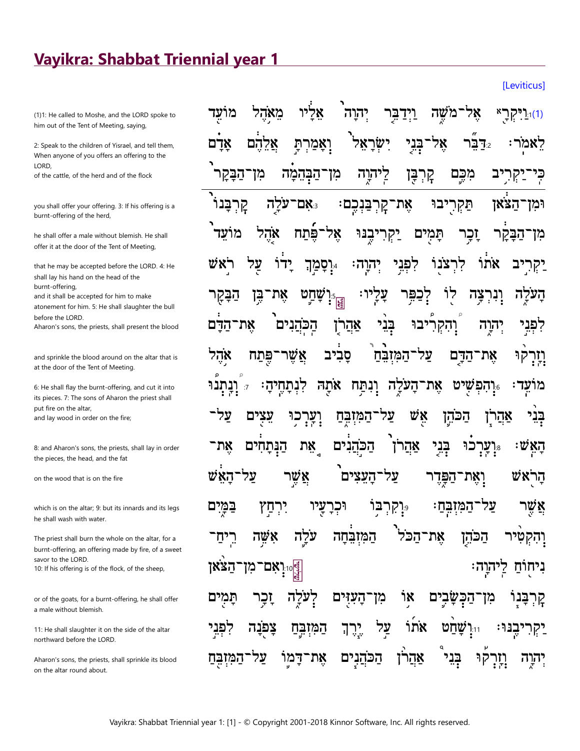# Vayikra: Shabbat Triennial year 1

[Leviticus]

(1)1: He called to Moshe, and the LORD spoke to him out of the Tent of Meeting, saying,

1:1(1) וַיִּקְרָא אֶל־מֹשֶׁה וַיְדַבֵּר יְהוָה אֵלָיו מֵאֹהֶל מוֹעֵד

2: Speak to the children of Yisrael, and tell them, When anyone of you offers an offering to the LORD,
of the cattle, of the herd and of the flock

לֵאמֹר׃ 2 דַּבֵּר אֶל־בְּנֵי יִשְׂרָאֵל וְאָמַרְתָּ אֲלֵהֶם אָדָם
כִּי־יַקְרִיב מִכֶּם קָרְבָּן לַיהוָה מִן־הַבְּהֵמָה מִן־הַבָּקָר

you shall offer your offering. 3: If his offering is a burnt-offering of the herd,

וּמִן־הַצֹּאן תַּקְרִיבוּ אֶת־קָרְבַּנְכֶם׃ 3 אִם־עֹלָה קָרְבָּנוֹ

he shall offer a male without blemish. He shall offer it at the door of the Tent of Meeting,

מִן־הַבָּקָר זָכָר תָּמִים יַקְרִיבֶנּוּ אֶל־פֶּתַח אֹהֶל מוֹעֵד

that he may be accepted before the LORD. 4: He shall lay his hand on the head of the burnt-offering,
and it shall be accepted for him to make atonement for him. 5: He shall slaughter the bull before the LORD.
Aharon's sons, the priests, shall present the blood

יַקְרִיב אֹתוֹ לִרְצֹנוֹ לִפְנֵי יְהוָה׃ 4 וְסָמַךְ יָדוֹ עַל רֹאשׁ
הָעֹלָה וְנִרְצָה לוֹ לְכַפֵּר עָלָיו׃ 5 וְשָׁחַט אֶת־בֶּן הַבָּקָר
לִפְנֵי יְהוָה וְהִקְרִיבוּ בְּנֵי אַהֲרֹן הַכֹּהֲנִים אֶת־הַדָּם

and sprinkle the blood around on the altar that is at the door of the Tent of Meeting.

וְזָרְקוּ אֶת־הַדָּם עַל־הַמִּזְבֵּחַ סָבִיב אֲשֶׁר־פֶּתַח אֹהֶל

6: He shall flay the burnt-offering, and cut it into its pieces. 7: The sons of Aharon the priest shall put fire on the altar,
and lay wood in order on the fire;

מוֹעֵד׃ 6 וְהִפְשִׁיט אֶת־הָעֹלָה וְנִתַּח אֹתָהּ לִנְתָחֶיהָ׃ 7 וְנָתְנוּ
בְּנֵי אַהֲרֹן הַכֹּהֵן אֵשׁ עַל־הַמִּזְבֵּחַ וְעָרְכוּ עֵצִים עַל־

8: and Aharon's sons, the priests, shall lay in order the pieces, the head, and the fat

הָאֵשׁ׃ 8 וְעָרְכוּ בְּנֵי אַהֲרֹן הַכֹּהֲנִים אֵת הַנְּתָחִים אֶת־

on the wood that is on the fire

הָרֹאשׁ וְאֶת־הַפָּדֶר עַל־הָעֵצִים אֲשֶׁר עַל־הָאֵשׁ

which is on the altar; 9: but its innards and its legs he shall wash with water.

אֲשֶׁר עַל־הַמִּזְבֵּחַ׃ 9 וְקִרְבּוֹ וּכְרָעָיו יִרְחַץ בַּמָּיִם

The priest shall burn the whole on the altar, for a burnt-offering, an offering made by fire, of a sweet savor to the LORD.
10: If his offering is of the flock, of the sheep,

וְהִקְטִיר הַכֹּהֵן אֶת־הַכֹּל הַמִּזְבֵּחָה עֹלָה אִשֵּׁה רֵיחַ־
נִיחוֹחַ לַיהוָה׃ 10 וְאִם־מִן־הַצֹּאן

or of the goats, for a burnt-offering, he shall offer a male without blemish.

קָרְבָּנוֹ מִן־הַכְּשָׂבִים אוֹ מִן־הָעִזִּים לְעֹלָה זָכָר תָּמִים

11: He shall slaughter it on the side of the altar northward before the LORD.

יַקְרִיבֶנּוּ׃ 11 וְשָׁחַט אֹתוֹ עַל יֶרֶךְ הַמִּזְבֵּחַ צָפֹנָה לִפְנֵי

Aharon's sons, the priests, shall sprinkle its blood on the altar round about.

יְהוָה וְזָרְקוּ בְּנֵי אַהֲרֹן הַכֹּהֲנִים אֶת־דָּמוֹ עַל־הַמִּזְבֵּחַ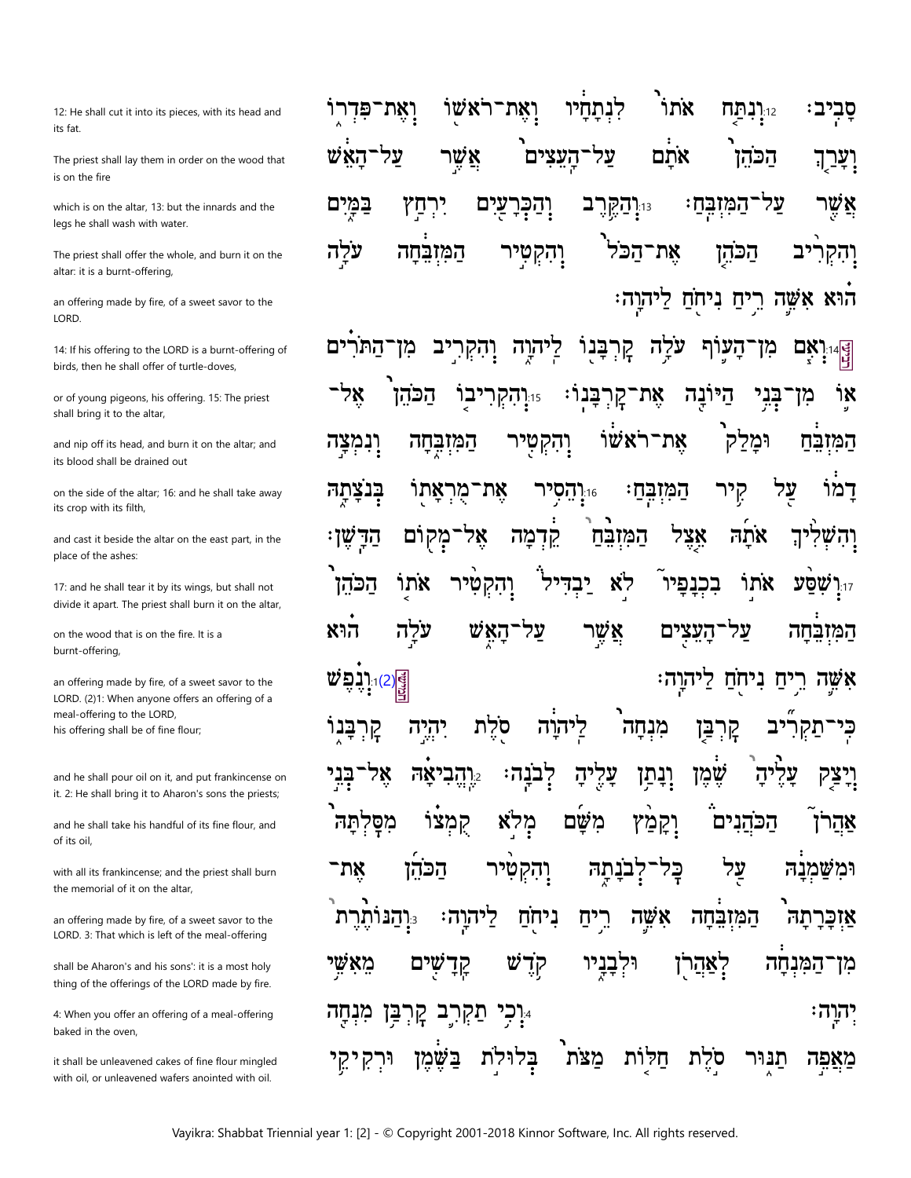12: He shall cut it into its pieces, with its head and its fat.

The priest shall lay them in order on the wood that is on the fire

which is on the altar, 13: but the innards and the legs he shall wash with water.

The priest shall offer the whole, and burn it on the altar: it is a burnt-offering,

an offering made by fire, of a sweet savor to the LORD.

14: If his offering to the LORD is a burnt-offering of birds, then he shall offer of turtle-doves,

or of young pigeons, his offering. 15: The priest shall bring it to the altar,

and nip off its head, and burn it on the altar; and its blood shall be drained out

on the side of the altar; 16: and he shall take away its crop with its filth,

and cast it beside the altar on the east part, in the place of the ashes:

17: and he shall tear it by its wings, but shall not divide it apart. The priest shall burn it on the altar,

on the wood that is on the fire. It is a burnt-offering,

an offering made by fire, of a sweet savor to the LORD. (2)1: When anyone offers an offering of a meal-offering to the LORD,
his offering shall be of fine flour;

and he shall pour oil on it, and put frankincense on it. 2: He shall bring it to Aharon's sons the priests;

and he shall take his handful of its fine flour, and of its oil,

with all its frankincense; and the priest shall burn the memorial of it on the altar,

an offering made by fire, of a sweet savor to the LORD. 3: That which is left of the meal-offering

shall be Aharon's and his sons': it is a most holy thing of the offerings of the LORD made by fire.

4: When you offer an offering of a meal-offering baked in the oven,

it shall be unleavened cakes of fine flour mingled with oil, or unleavened wafers anointed with oil.

סָבִיב׃ 12 וְנִתַּח אֹתוֹ לִנְתָחָיו וְאֶת־רֹאשׁוֹ וְאֶת־פִּדְרוֹ
וְעָרַךְ הַכֹּהֵן אֹתָם עַל־הָעֵצִים אֲשֶׁר עַל־הָאֵשׁ
אֲשֶׁר עַל־הַמִּזְבֵּחַ׃ 13 וְהַקֶּרֶב וְהַכְּרָעַיִם יִרְחַץ בַּמָּיִם
וְהִקְרִיב הַכֹּהֵן אֶת־הַכֹּל וְהִקְטִיר הַמִּזְבֵּחָה עֹלָה
הוּא אִשֵּׁה רֵיחַ נִיחֹחַ לַיהוָה׃

14 וְאִם מִן־הָעוֹף עֹלָה קָרְבָּנוֹ לַיהוָה וְהִקְרִיב מִן־הַתֹּרִים
אוֹ מִן־בְּנֵי הַיּוֹנָה אֶת־קָרְבָּנוֹ׃ 15 וְהִקְרִיבוֹ הַכֹּהֵן אֶל־
הַמִּזְבֵּחַ וּמָלַק אֶת־רֹאשׁוֹ וְהִקְטִיר הַמִּזְבֵּחָה וְנִמְצָה
דָמוֹ עַל קִיר הַמִּזְבֵּחַ׃ 16 וְהֵסִיר אֶת־מֻרְאָתוֹ בְּנֹצָתָהּ
וְהִשְׁלִיךְ אֹתָהּ אֵצֶל הַמִּזְבֵּחַ קֵדְמָה אֶל־מְקוֹם הַדָּשֶׁן׃
17 וְשִׁסַּע אֹתוֹ בִכְנָפָיו לֹא יַבְדִּיל וְהִקְטִיר אֹתוֹ הַכֹּהֵן
הַמִּזְבֵּחָה עַל־הָעֵצִים אֲשֶׁר עַל־הָאֵשׁ עֹלָה הוּא
אִשֵּׁה רֵיחַ נִיחֹחַ לַיהוָה׃ (2)1 וְנֶפֶשׁ
כִּי־תַקְרִיב קָרְבַּן מִנְחָה לַיהוָה סֹלֶת יִהְיֶה קָרְבָּנוֹ
וְיָצַק עָלֶיהָ שֶׁמֶן וְנָתַן עָלֶיהָ לְבֹנָה׃ 2 וֶהֱבִיאָהּ אֶל־בְּנֵי
אַהֲרֹן הַכֹּהֲנִים וְקָמַץ מִשָּׁם מְלֹא קֻמְצוֹ מִסָּלְתָּהּ
וּמִשַּׁמְנָהּ עַל כָּל־לְבֹנָתָהּ וְהִקְטִיר הַכֹּהֵן אֶת־
אַזְכָּרָתָהּ הַמִּזְבֵּחָה אִשֵּׁה רֵיחַ נִיחֹחַ לַיהוָה׃ 3 וְהַנּוֹתֶרֶת
מִן־הַמִּנְחָה לְאַהֲרֹן וּלְבָנָיו קֹדֶשׁ קָדָשִׁים מֵאִשֵּׁי
יְהוָה׃ 4 וְכִי תַקְרִב קָרְבַּן מִנְחָה
מַאֲפֵה תַנּוּר סֹלֶת חַלּוֹת מַצֹּת בְּלוּלֹת בַּשֶּׁמֶן וּרְקִיקֵי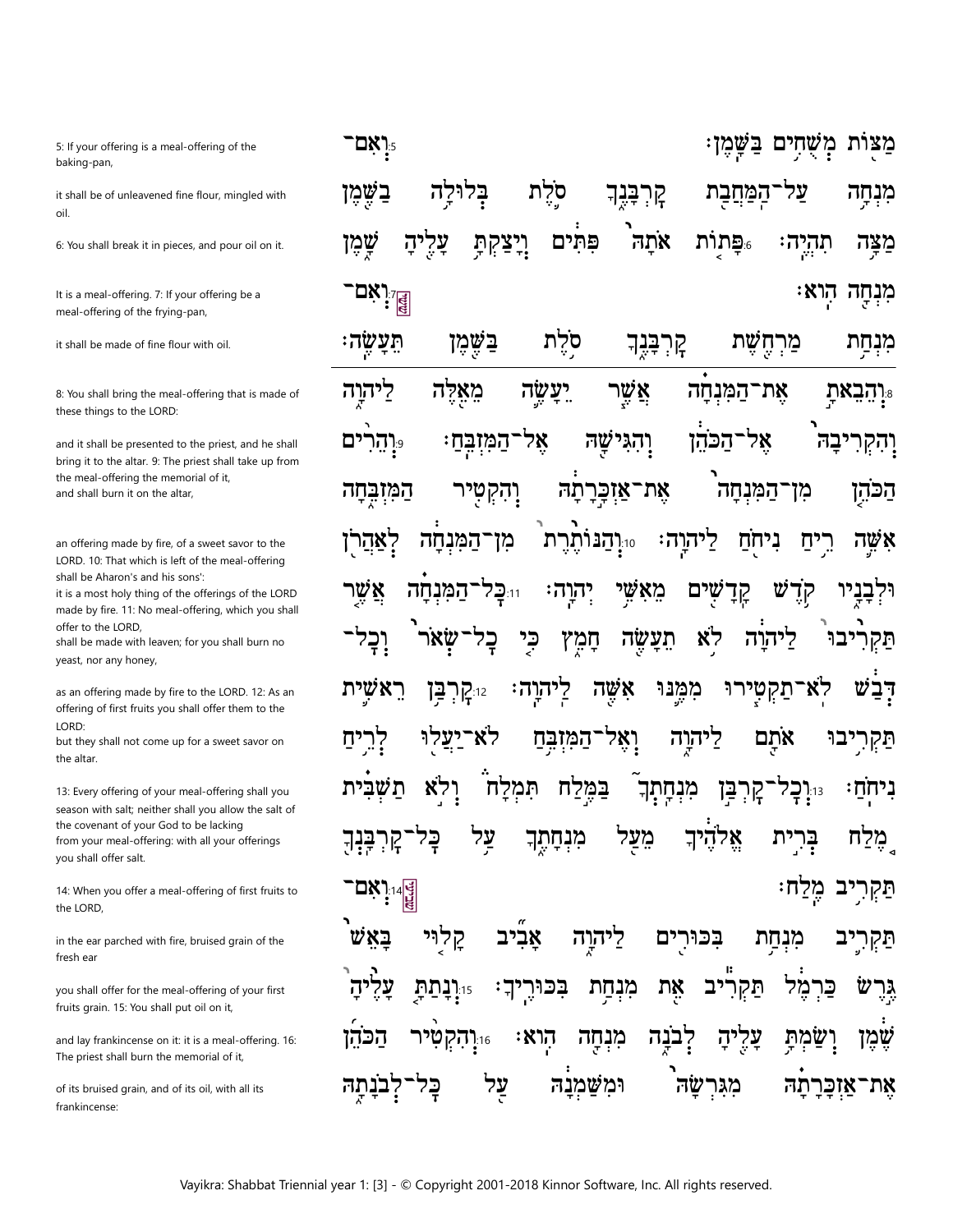| | |
|---|---|
| 5: If your offering is a meal-offering of the baking-pan, | מַצּוֹת מְשֻׁחִים בַּשָּׁמֶן׃ 5 וְאִם־ |
| it shall be of unleavened fine flour, mingled with oil. | מִנְחָה עַל־הַמַּחֲבַת קָרְבָּנֶךָ סֹלֶת בְּלוּלָה בַשֶּׁמֶן |
| 6: You shall break it in pieces, and pour oil on it. | מַצָּה תִהְיֶה׃ 6 פָּתוֹת אֹתָהּ פִּתִּים וְיָצַקְתָּ עָלֶיהָ שָׁמֶן |
| It is a meal-offering. 7: If your offering be a meal-offering of the frying-pan, | מִנְחָה הִוא׃ 7 וְאִם־ |
| it shall be made of fine flour with oil. | מִנְחַת מַרְחֶשֶׁת קָרְבָּנֶךָ סֹלֶת בַּשֶּׁמֶן תֵּעָשֶׂה׃ |
| 8: You shall bring the meal-offering that is made of these things to the LORD: | 8 וְהֵבֵאתָ אֶת־הַמִּנְחָה אֲשֶׁר יֵעָשֶׂה מֵאֵלֶּה לַיהוָה |
| and it shall be presented to the priest, and he shall bring it to the altar. 9: The priest shall take up from the meal-offering the memorial of it, and shall burn it on the altar, | וְהִקְרִיבָהּ אֶל־הַכֹּהֵן וְהִגִּישָׁהּ אֶל־הַמִּזְבֵּחַ׃ 9 וְהֵרִים הַכֹּהֵן מִן־הַמִּנְחָה אֶת־אַזְכָּרָתָהּ וְהִקְטִיר הַמִּזְבֵּחָה |
| an offering made by fire, of a sweet savor to the LORD. 10: That which is left of the meal-offering shall be Aaron's and his sons': it is a most holy thing of the offerings of the LORD made by fire. 11: No meal-offering, which you shall offer to the LORD, shall be made with leaven; for you shall burn no yeast, nor any honey, | אִשֵּׁה רֵיחַ נִיחֹחַ לַיהוָה׃ 10 וְהַנּוֹתֶרֶת מִן־הַמִּנְחָה לְאַהֲרֹן וּלְבָנָיו קֹדֶשׁ קָדָשִׁים מֵאִשֵּׁי יְהוָה׃ 11 כָּל־הַמִּנְחָה אֲשֶׁר תַּקְרִיבוּ לַיהוָה לֹא תֵעָשֶׂה חָמֵץ כִּי כָל־שְׂאֹר וְכָל־ |
| as an offering made by fire to the LORD. 12: As an offering of first fruits you shall offer them to the LORD: but they shall not come up for a sweet savor on the altar. | דְּבַשׁ לֹא־תַקְטִירוּ מִמֶּנּוּ אִשֶּׁה לַיהוָה׃ 12 קָרְבַּן רֵאשִׁית תַּקְרִיבוּ אֹתָם לַיהוָה וְאֶל־הַמִּזְבֵּחַ לֹא־יַעֲלוּ לְרֵיחַ |
| 13: Every offering of your meal-offering shall you season with salt; neither shall you allow the salt of the covenant of your God to be lacking from your meal-offering: with all your offerings you shall offer salt. | נִיחֹחַ׃ 13 וְכָל־קָרְבַּן מִנְחָתְךָ בַּמֶּלַח תִּמְלָח וְלֹא תַשְׁבִּית מֶלַח בְּרִית אֱלֹהֶיךָ מֵעַל מִנְחָתֶךָ עַל כָּל־קָרְבָּנְךָ תַּקְרִיב מֶלַח׃ 14 וְאִם־ |
| 14: When you offer a meal-offering of first fruits to the LORD, | |
| in the ear parched with fire, bruised grain of the fresh ear | תַּקְרִיב מִנְחַת בִּכּוּרִים לַיהוָה אָבִיב קָלוּי בָּאֵשׁ |
| you shall offer for the meal-offering of your first fruits grain. 15: You shall put oil on it, | גֶּרֶשׂ כַּרְמֶל תַּקְרִיב אֵת מִנְחַת בִּכּוּרֶיךָ׃ 15 וְנָתַתָּ עָלֶיהָ |
| and lay frankincense on it: it is a meal-offering. 16: The priest shall burn the memorial of it, | שֶׁמֶן וְשַׂמְתָּ עָלֶיהָ לְבֹנָה מִנְחָה הִוא׃ 16 וְהִקְטִיר הַכֹּהֵן |
| of its bruised grain, and of its oil, with all its frankincense: | אֶת־אַזְכָּרָתָהּ מִגִּרְשָׂהּ וּמִשַּׁמְנָהּ עַל כָּל־לְבֹנָתָהּ |

Vayikra: Shabbat Triennial year 1: [3] - © Copyright 2001-2018 Kinnor Software, Inc. All rights reserved.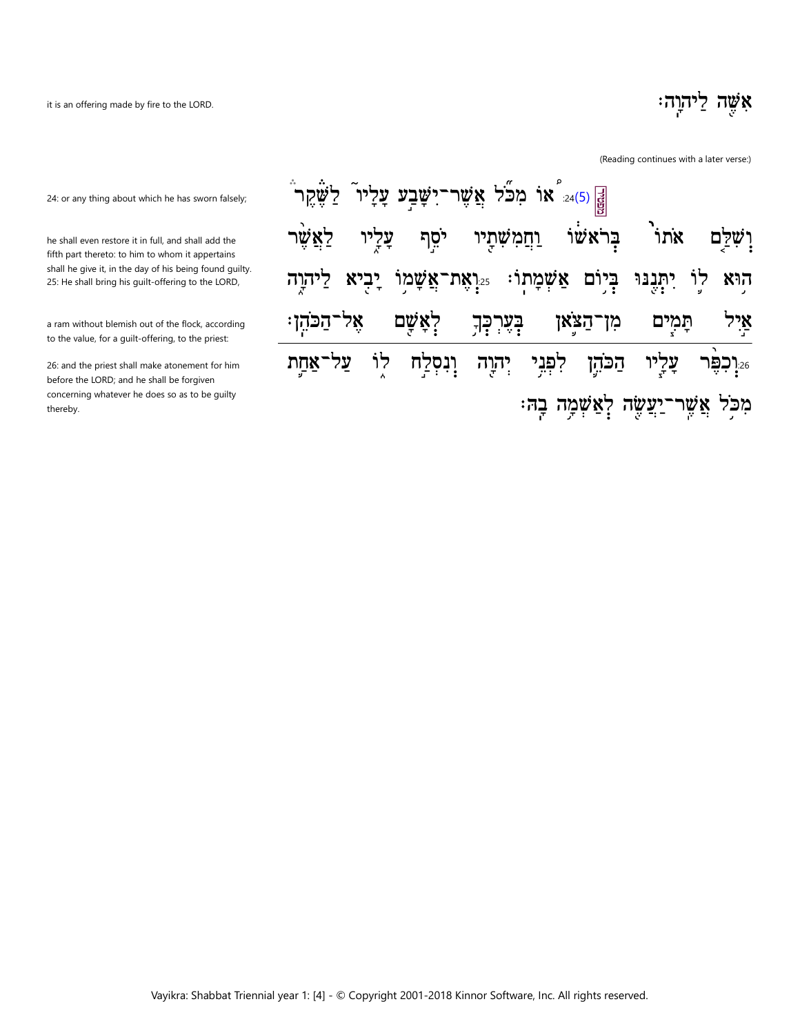it is an offering made by fire to the LORD.

אִשֶּׁ֥ה לַיהוָֽה׃

(Reading continues with a later verse:)

24: or any thing about which he has sworn falsely;

(5) 24: א֠וֹ מִכֹּ֞ל אֲשֶׁר־יִשָּׁבַ֣ע עָלָיו֮ לַשֶּׁ֒קֶר֒

he shall even restore it in full, and shall add the fifth part thereto: to him to whom it appertains shall he give it, in the day of his being found guilty. 25: He shall bring his guilt-offering to the LORD,

וְשִׁלַּ֤ם אֹתוֹ֙ בְּרֹאשׁ֔וֹ וַחֲמִשִׁתָ֖יו יֹסֵ֣ף עָלָ֑יו לַאֲשֶׁ֨ר ה֥וּא ל֛וֹ יִתְּנֶ֖נּוּ בְּי֥וֹם אַשְׁמָתֽוֹ׃ 25: וְאֶת־אֲשָׁמ֥וֹ יָבִ֖יא לַיהוָ֑ה

a ram without blemish out of the flock, according to the value, for a guilt-offering, to the priest:

אַ֣יִל תָּמִ֧ים מִן־הַצֹּ֛אן בְּעֶרְכְּךָ֥ לְאָשָׁ֖ם אֶל־הַכֹּהֵֽן׃

26: and the priest shall make atonement for him before the LORD; and he shall be forgiven concerning whatever he does so as to be guilty thereby.

26: וְכִפֶּ֨ר עָלָ֧יו הַכֹּהֵ֛ן לִפְנֵ֥י יְהוָ֖ה וְנִסְלַ֣ח ל֑וֹ עַל־אַחַ֛ת מִכֹּ֥ל אֲשֶׁר־יַעֲשֶׂ֖ה לְאַשְׁמָ֥ה בָֽהּ׃